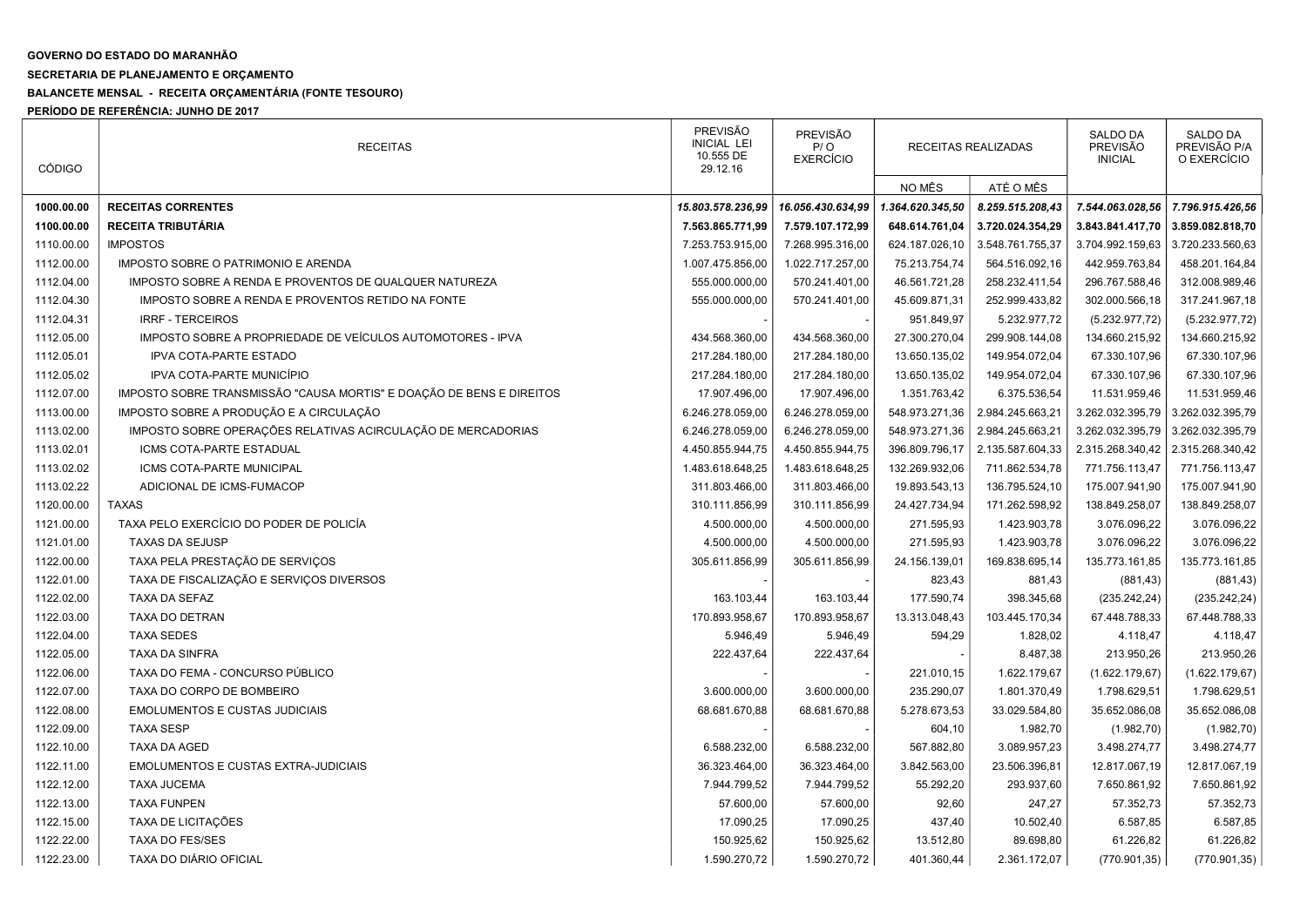**GOVERNO DO ESTADO DO MARANHÃO**

**SECRETARIA DE PLANEJAMENTO E ORÇAMENTO**

**BALANCETE MENSAL - RECEITA ORÇAMENTÁRIA (FONTE TESOURO)**

**PERÍODO DE REFERÊNCIA: JUNHO DE 2017**

| CÓDIGO | RECEITAS | PREVISÃO INICIAL LEI 10.555 DE 29.12.16 | PREVISÃO P/ O EXERCÍCIO | RECEITAS REALIZADAS | | SALDO DA PREVISÃO INICIAL | SALDO DA PREVISÃO P/A O EXERCÍCIO |
|---|---|---|---|---|---|---|---|
| | | | | NO MÊS | ATÉ O MÊS | | |
| **1000.00.00** | **RECEITAS CORRENTES** | ***15.803.578.236,99*** | ***16.056.430.634,99*** | ***1.364.620.345,50*** | ***8.259.515.208,43*** | ***7.544.063.028,56*** | ***7.796.915.426,56*** |
| **1100.00.00** | **RECEITA TRIBUTÁRIA** | **7.563.865.771,99** | **7.579.107.172,99** | **648.614.761,04** | **3.720.024.354,29** | **3.843.841.417,70** | **3.859.082.818,70** |
| 1110.00.00 | IMPOSTOS | 7.253.753.915,00 | 7.268.995.316,00 | 624.187.026,10 | 3.548.761.755,37 | 3.704.992.159,63 | 3.720.233.560,63 |
| 1112.00.00 | IMPOSTO SOBRE O PATRIMONIO E ARENDA | 1.007.475.856,00 | 1.022.717.257,00 | 75.213.754,74 | 564.516.092,16 | 442.959.763,84 | 458.201.164,84 |
| 1112.04.00 | IMPOSTO SOBRE A RENDA E PROVENTOS DE QUALQUER NATUREZA | 555.000.000,00 | 570.241.401,00 | 46.561.721,28 | 258.232.411,54 | 296.767.588,46 | 312.008.989,46 |
| 1112.04.30 | IMPOSTO SOBRE A RENDA E PROVENTOS RETIDO NA FONTE | 555.000.000,00 | 570.241.401,00 | 45.609.871,31 | 252.999.433,82 | 302.000.566,18 | 317.241.967,18 |
| 1112.04.31 | IRRF - TERCEIROS | - | - | 951.849,97 | 5.232.977,72 | (5.232.977,72) | (5.232.977,72) |
| 1112.05.00 | IMPOSTO SOBRE A PROPRIEDADE DE VEÍCULOS AUTOMOTORES - IPVA | 434.568.360,00 | 434.568.360,00 | 27.300.270,04 | 299.908.144,08 | 134.660.215,92 | 134.660.215,92 |
| 1112.05.01 | IPVA COTA-PARTE ESTADO | 217.284.180,00 | 217.284.180,00 | 13.650.135,02 | 149.954.072,04 | 67.330.107,96 | 67.330.107,96 |
| 1112.05.02 | IPVA COTA-PARTE MUNICÍPIO | 217.284.180,00 | 217.284.180,00 | 13.650.135,02 | 149.954.072,04 | 67.330.107,96 | 67.330.107,96 |
| 1112.07.00 | IMPOSTO SOBRE TRANSMISSÃO "CAUSA MORTIS" E DOAÇÃO DE BENS E DIREITOS | 17.907.496,00 | 17.907.496,00 | 1.351.763,42 | 6.375.536,54 | 11.531.959,46 | 11.531.959,46 |
| 1113.00.00 | IMPOSTO SOBRE A PRODUÇÃO E A CIRCULAÇÃO | 6.246.278.059,00 | 6.246.278.059,00 | 548.973.271,36 | 2.984.245.663,21 | 3.262.032.395,79 | 3.262.032.395,79 |
| 1113.02.00 | IMPOSTO SOBRE OPERAÇÕES RELATIVAS ACIRCULAÇÃO DE MERCADORIAS | 6.246.278.059,00 | 6.246.278.059,00 | 548.973.271,36 | 2.984.245.663,21 | 3.262.032.395,79 | 3.262.032.395,79 |
| 1113.02.01 | ICMS COTA-PARTE ESTADUAL | 4.450.855.944,75 | 4.450.855.944,75 | 396.809.796,17 | 2.135.587.604,33 | 2.315.268.340,42 | 2.315.268.340,42 |
| 1113.02.02 | ICMS COTA-PARTE MUNICIPAL | 1.483.618.648,25 | 1.483.618.648,25 | 132.269.932,06 | 711.862.534,78 | 771.756.113,47 | 771.756.113,47 |
| 1113.02.22 | ADICIONAL DE ICMS-FUMACOP | 311.803.466,00 | 311.803.466,00 | 19.893.543,13 | 136.795.524,10 | 175.007.941,90 | 175.007.941,90 |
| 1120.00.00 | TAXAS | 310.111.856,99 | 310.111.856,99 | 24.427.734,94 | 171.262.598,92 | 138.849.258,07 | 138.849.258,07 |
| 1121.00.00 | TAXA PELO EXERCÍCIO DO PODER DE POLICÍA | 4.500.000,00 | 4.500.000,00 | 271.595,93 | 1.423.903,78 | 3.076.096,22 | 3.076.096,22 |
| 1121.01.00 | TAXAS DA SEJUSP | 4.500.000,00 | 4.500.000,00 | 271.595,93 | 1.423.903,78 | 3.076.096,22 | 3.076.096,22 |
| 1122.00.00 | TAXA PELA PRESTAÇÃO DE SERVIÇOS | 305.611.856,99 | 305.611.856,99 | 24.156.139,01 | 169.838.695,14 | 135.773.161,85 | 135.773.161,85 |
| 1122.01.00 | TAXA DE FISCALIZAÇÃO E SERVIÇOS DIVERSOS | - | - | 823,43 | 881,43 | (881,43) | (881,43) |
| 1122.02.00 | TAXA DA SEFAZ | 163.103,44 | 163.103,44 | 177.590,74 | 398.345,68 | (235.242,24) | (235.242,24) |
| 1122.03.00 | TAXA DO DETRAN | 170.893.958,67 | 170.893.958,67 | 13.313.048,43 | 103.445.170,34 | 67.448.788,33 | 67.448.788,33 |
| 1122.04.00 | TAXA SEDES | 5.946,49 | 5.946,49 | 594,29 | 1.828,02 | 4.118,47 | 4.118,47 |
| 1122.05.00 | TAXA DA SINFRA | 222.437,64 | 222.437,64 | - | 8.487,38 | 213.950,26 | 213.950,26 |
| 1122.06.00 | TAXA DO FEMA - CONCURSO PÚBLICO | - | - | 221.010,15 | 1.622.179,67 | (1.622.179,67) | (1.622.179,67) |
| 1122.07.00 | TAXA DO CORPO DE BOMBEIRO | 3.600.000,00 | 3.600.000,00 | 235.290,07 | 1.801.370,49 | 1.798.629,51 | 1.798.629,51 |
| 1122.08.00 | EMOLUMENTOS E CUSTAS JUDICIAIS | 68.681.670,88 | 68.681.670,88 | 5.278.673,53 | 33.029.584,80 | 35.652.086,08 | 35.652.086,08 |
| 1122.09.00 | TAXA SESP | - | - | 604,10 | 1.982,70 | (1.982,70) | (1.982,70) |
| 1122.10.00 | TAXA DA AGED | 6.588.232,00 | 6.588.232,00 | 567.882,80 | 3.089.957,23 | 3.498.274,77 | 3.498.274,77 |
| 1122.11.00 | EMOLUMENTOS E CUSTAS EXTRA-JUDICIAIS | 36.323.464,00 | 36.323.464,00 | 3.842.563,00 | 23.506.396,81 | 12.817.067,19 | 12.817.067,19 |
| 1122.12.00 | TAXA JUCEMA | 7.944.799,52 | 7.944.799,52 | 55.292,20 | 293.937,60 | 7.650.861,92 | 7.650.861,92 |
| 1122.13.00 | TAXA FUNPEN | 57.600,00 | 57.600,00 | 92,60 | 247,27 | 57.352,73 | 57.352,73 |
| 1122.15.00 | TAXA DE LICITAÇÕES | 17.090,25 | 17.090,25 | 437,40 | 10.502,40 | 6.587,85 | 6.587,85 |
| 1122.22.00 | TAXA DO FES/SES | 150.925,62 | 150.925,62 | 13.512,80 | 89.698,80 | 61.226,82 | 61.226,82 |
| 1122.23.00 | TAXA DO DIÁRIO OFICIAL | 1.590.270,72 | 1.590.270,72 | 401.360,44 | 2.361.172,07 | (770.901,35) | (770.901,35) |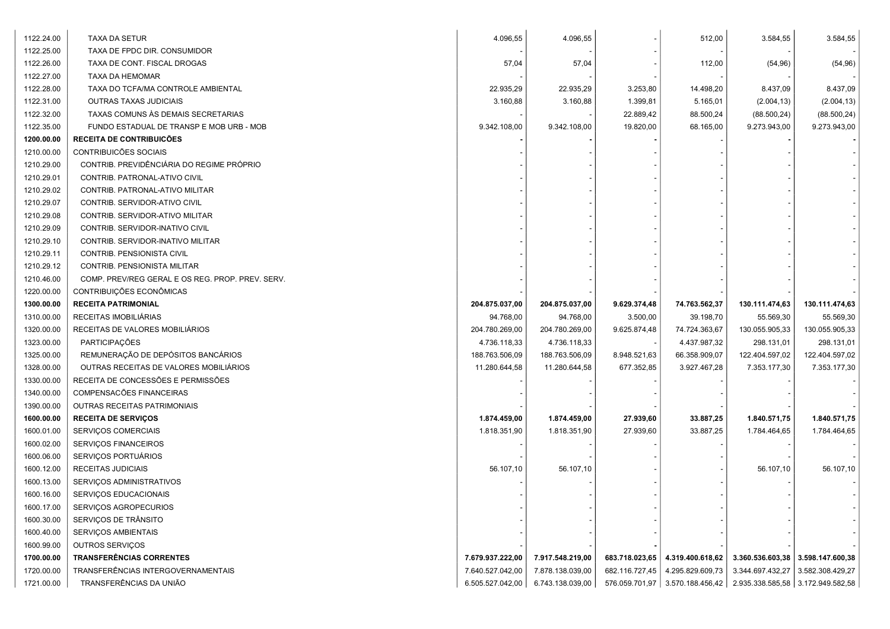| | | | | | | | |
|---|---|---|---|---|---|---|---|
| 1122.24.00 | TAXA DA SETUR | 4.096,55 | 4.096,55 | - | 512,00 | 3.584,55 | 3.584,55 |
| 1122.25.00 | TAXA DE FPDC DIR. CONSUMIDOR | - | - | - | - | - | - |
| 1122.26.00 | TAXA DE CONT. FISCAL DROGAS | 57,04 | 57,04 | - | 112,00 | (54,96) | (54,96) |
| 1122.27.00 | TAXA DA HEMOMAR | - | - | - | - | - | - |
| 1122.28.00 | TAXA DO TCFA/MA CONTROLE AMBIENTAL | 22.935,29 | 22.935,29 | 3.253,80 | 14.498,20 | 8.437,09 | 8.437,09 |
| 1122.31.00 | OUTRAS TAXAS JUDICIAIS | 3.160,88 | 3.160,88 | 1.399,81 | 5.165,01 | (2.004,13) | (2.004,13) |
| 1122.32.00 | TAXAS COMUNS ÀS DEMAIS SECRETARIAS | - | - | 22.889,42 | 88.500,24 | (88.500,24) | (88.500,24) |
| 1122.35.00 | FUNDO ESTADUAL DE TRANSP E MOB URB - MOB | 9.342.108,00 | 9.342.108,00 | 19.820,00 | 68.165,00 | 9.273.943,00 | 9.273.943,00 |
| **1200.00.00** | **RECEITA DE CONTRIBUICÕES** | **-** | **-** | **-** | **-** | **-** | **-** |
| 1210.00.00 | CONTRIBUICÕES SOCIAIS | - | - | - | - | - | - |
| 1210.29.00 | CONTRIB. PREVIDÊNCIÁRIA DO REGIME PRÓPRIO | - | - | - | - | - | - |
| 1210.29.01 | CONTRIB. PATRONAL-ATIVO CIVIL | - | - | - | - | - | - |
| 1210.29.02 | CONTRIB. PATRONAL-ATIVO MILITAR | - | - | - | - | - | - |
| 1210.29.07 | CONTRIB. SERVIDOR-ATIVO CIVIL | - | - | - | - | - | - |
| 1210.29.08 | CONTRIB. SERVIDOR-ATIVO MILITAR | - | - | - | - | - | - |
| 1210.29.09 | CONTRIB. SERVIDOR-INATIVO CIVIL | - | - | - | - | - | - |
| 1210.29.10 | CONTRIB. SERVIDOR-INATIVO MILITAR | - | - | - | - | - | - |
| 1210.29.11 | CONTRIB. PENSIONISTA CIVIL | - | - | - | - | - | - |
| 1210.29.12 | CONTRIB. PENSIONISTA MILITAR | - | - | - | - | - | - |
| 1210.46.00 | COMP. PREV/REG GERAL E OS REG. PROP. PREV. SERV. | - | - | - | - | - | - |
| 1220.00.00 | CONTRIBUIÇÕES ECONÔMICAS | - | - | - | - | - | - |
| **1300.00.00** | **RECEITA PATRIMONIAL** | **204.875.037,00** | **204.875.037,00** | **9.629.374,48** | **74.763.562,37** | **130.111.474,63** | **130.111.474,63** |
| 1310.00.00 | RECEITAS IMOBILIÁRIAS | 94.768,00 | 94.768,00 | 3.500,00 | 39.198,70 | 55.569,30 | 55.569,30 |
| 1320.00.00 | RECEITAS DE VALORES MOBILIÁRIOS | 204.780.269,00 | 204.780.269,00 | 9.625.874,48 | 74.724.363,67 | 130.055.905,33 | 130.055.905,33 |
| 1323.00.00 | PARTICIPAÇÕES | 4.736.118,33 | 4.736.118,33 | - | 4.437.987,32 | 298.131,01 | 298.131,01 |
| 1325.00.00 | REMUNERAÇÃO DE DEPÓSITOS BANCÁRIOS | 188.763.506,09 | 188.763.506,09 | 8.948.521,63 | 66.358.909,07 | 122.404.597,02 | 122.404.597,02 |
| 1328.00.00 | OUTRAS RECEITAS DE VALORES MOBILIÁRIOS | 11.280.644,58 | 11.280.644,58 | 677.352,85 | 3.927.467,28 | 7.353.177,30 | 7.353.177,30 |
| 1330.00.00 | RECEITA DE CONCESSÕES E PERMISSÕES | - | - | - | - | - | - |
| 1340.00.00 | COMPENSACÕES FINANCEIRAS | - | - | - | - | - | - |
| 1390.00.00 | OUTRAS RECEITAS PATRIMONIAIS | - | - | - | - | - | - |
| **1600.00.00** | **RECEITA DE SERVIÇOS** | **1.874.459,00** | **1.874.459,00** | **27.939,60** | **33.887,25** | **1.840.571,75** | **1.840.571,75** |
| 1600.01.00 | SERVIÇOS COMERCIAIS | 1.818.351,90 | 1.818.351,90 | 27.939,60 | 33.887,25 | 1.784.464,65 | 1.784.464,65 |
| 1600.02.00 | SERVIÇOS FINANCEIROS | - | - | - | - | - | - |
| 1600.06.00 | SERVIÇOS PORTUÁRIOS | - | - | - | - | - | - |
| 1600.12.00 | RECEITAS JUDICIAIS | 56.107,10 | 56.107,10 | - | - | 56.107,10 | 56.107,10 |
| 1600.13.00 | SERVIÇOS ADMINISTRATIVOS | - | - | - | - | - | - |
| 1600.16.00 | SERVIÇOS EDUCACIONAIS | - | - | - | - | - | - |
| 1600.17.00 | SERVIÇOS AGROPECURIOS | - | - | - | - | - | - |
| 1600.30.00 | SERVIÇOS DE TRÂNSITO | - | - | - | - | - | - |
| 1600.40.00 | SERVIÇOS AMBIENTAIS | - | - | - | - | - | - |
| 1600.99.00 | OUTROS SERVIÇOS | - | - | - | - | - | - |
| **1700.00.00** | **TRANSFERÊNCIAS CORRENTES** | **7.679.937.222,00** | **7.917.548.219,00** | **683.718.023,65** | **4.319.400.618,62** | **3.360.536.603,38** | **3.598.147.600,38** |
| 1720.00.00 | TRANSFERÊNCIAS INTERGOVERNAMENTAIS | 7.640.527.042,00 | 7.878.138.039,00 | 682.116.727,45 | 4.295.829.609,73 | 3.344.697.432,27 | 3.582.308.429,27 |
| 1721.00.00 | TRANSFERÊNCIAS DA UNIÃO | 6.505.527.042,00 | 6.743.138.039,00 | 576.059.701,97 | 3.570.188.456,42 | 2.935.338.585,58 | 3.172.949.582,58 |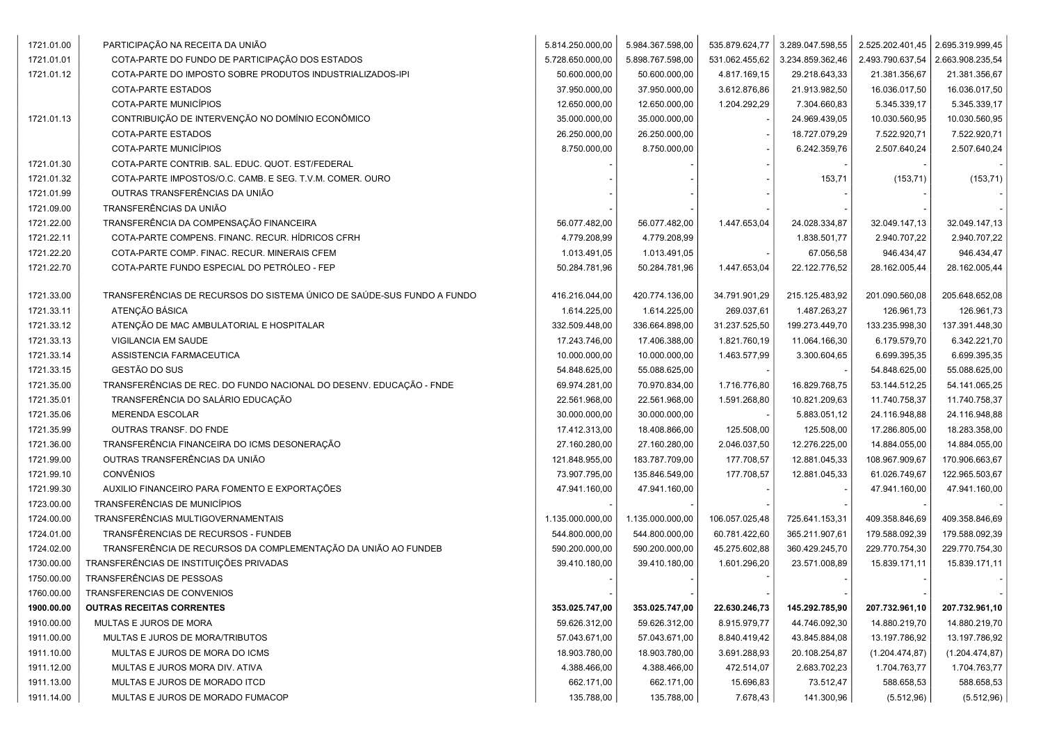| | | | | | | | |
|---|---|---|---|---|---|---|---|
| 1721.01.00 | PARTICIPAÇÃO NA RECEITA DA UNIÃO | 5.814.250.000,00 | 5.984.367.598,00 | 535.879.624,77 | 3.289.047.598,55 | 2.525.202.401,45 | 2.695.319.999,45 |
| 1721.01.01 | COTA-PARTE DO FUNDO DE PARTICIPAÇÃO DOS ESTADOS | 5.728.650.000,00 | 5.898.767.598,00 | 531.062.455,62 | 3.234.859.362,46 | 2.493.790.637,54 | 2.663.908.235,54 |
| 1721.01.12 | COTA-PARTE DO IMPOSTO SOBRE PRODUTOS INDUSTRIALIZADOS-IPI | 50.600.000,00 | 50.600.000,00 | 4.817.169,15 | 29.218.643,33 | 21.381.356,67 | 21.381.356,67 |
| | COTA-PARTE ESTADOS | 37.950.000,00 | 37.950.000,00 | 3.612.876,86 | 21.913.982,50 | 16.036.017,50 | 16.036.017,50 |
| | COTA-PARTE MUNICÍPIOS | 12.650.000,00 | 12.650.000,00 | 1.204.292,29 | 7.304.660,83 | 5.345.339,17 | 5.345.339,17 |
| 1721.01.13 | CONTRIBUIÇÃO DE INTERVENÇÃO NO DOMÍNIO ECONÔMICO | 35.000.000,00 | 35.000.000,00 | - | 24.969.439,05 | 10.030.560,95 | 10.030.560,95 |
| | COTA-PARTE ESTADOS | 26.250.000,00 | 26.250.000,00 | - | 18.727.079,29 | 7.522.920,71 | 7.522.920,71 |
| | COTA-PARTE MUNICÍPIOS | 8.750.000,00 | 8.750.000,00 | - | 6.242.359,76 | 2.507.640,24 | 2.507.640,24 |
| 1721.01.30 | COTA-PARTE CONTRIB. SAL. EDUC. QUOT. EST/FEDERAL | - | - | - | - | - | - |
| 1721.01.32 | COTA-PARTE IMPOSTOS/O.C. CAMB. E SEG. T.V.M. COMER. OURO | - | - | - | 153,71 | (153,71) | (153,71) |
| 1721.01.99 | OUTRAS TRANSFERÊNCIAS DA UNIÃO | - | - | - | - | - | - |
| 1721.09.00 | TRANSFERÊNCIAS DA UNIÃO | - | - | - | - | - | - |
| 1721.22.00 | TRANSFERÊNCIA DA COMPENSAÇÃO FINANCEIRA | 56.077.482,00 | 56.077.482,00 | 1.447.653,04 | 24.028.334,87 | 32.049.147,13 | 32.049.147,13 |
| 1721.22.11 | COTA-PARTE COMPENS. FINANC. RECUR. HÍDRICOS CFRH | 4.779.208,99 | 4.779.208,99 | | 1.838.501,77 | 2.940.707,22 | 2.940.707,22 |
| 1721.22.20 | COTA-PARTE COMP. FINAC. RECUR. MINERAIS CFEM | 1.013.491,05 | 1.013.491,05 | - | 67.056,58 | 946.434,47 | 946.434,47 |
| 1721.22.70 | COTA-PARTE FUNDO ESPECIAL DO PETRÓLEO - FEP | 50.284.781,96 | 50.284.781,96 | 1.447.653,04 | 22.122.776,52 | 28.162.005,44 | 28.162.005,44 |
| 1721.33.00 | TRANSFERÊNCIAS DE RECURSOS DO SISTEMA ÚNICO DE SAÚDE-SUS FUNDO A FUNDO | 416.216.044,00 | 420.774.136,00 | 34.791.901,29 | 215.125.483,92 | 201.090.560,08 | 205.648.652,08 |
| 1721.33.11 | ATENÇÃO BÁSICA | 1.614.225,00 | 1.614.225,00 | 269.037,61 | 1.487.263,27 | 126.961,73 | 126.961,73 |
| 1721.33.12 | ATENÇÃO DE MAC AMBULATORIAL E HOSPITALAR | 332.509.448,00 | 336.664.898,00 | 31.237.525,50 | 199.273.449,70 | 133.235.998,30 | 137.391.448,30 |
| 1721.33.13 | VIGILANCIA EM SAUDE | 17.243.746,00 | 17.406.388,00 | 1.821.760,19 | 11.064.166,30 | 6.179.579,70 | 6.342.221,70 |
| 1721.33.14 | ASSISTENCIA FARMACEUTICA | 10.000.000,00 | 10.000.000,00 | 1.463.577,99 | 3.300.604,65 | 6.699.395,35 | 6.699.395,35 |
| 1721.33.15 | GESTÃO DO SUS | 54.848.625,00 | 55.088.625,00 | - | - | 54.848.625,00 | 55.088.625,00 |
| 1721.35.00 | TRANSFERÊNCIAS DE REC. DO FUNDO NACIONAL DO DESENV. EDUCAÇÃO - FNDE | 69.974.281,00 | 70.970.834,00 | 1.716.776,80 | 16.829.768,75 | 53.144.512,25 | 54.141.065,25 |
| 1721.35.01 | TRANSFERÊNCIA DO SALÁRIO EDUCAÇÃO | 22.561.968,00 | 22.561.968,00 | 1.591.268,80 | 10.821.209,63 | 11.740.758,37 | 11.740.758,37 |
| 1721.35.06 | MERENDA ESCOLAR | 30.000.000,00 | 30.000.000,00 | - | 5.883.051,12 | 24.116.948,88 | 24.116.948,88 |
| 1721.35.99 | OUTRAS TRANSF. DO FNDE | 17.412.313,00 | 18.408.866,00 | 125.508,00 | 125.508,00 | 17.286.805,00 | 18.283.358,00 |
| 1721.36.00 | TRANSFERÊNCIA FINANCEIRA DO ICMS DESONERAÇÃO | 27.160.280,00 | 27.160.280,00 | 2.046.037,50 | 12.276.225,00 | 14.884.055,00 | 14.884.055,00 |
| 1721.99.00 | OUTRAS TRANSFERÊNCIAS DA UNIÃO | 121.848.955,00 | 183.787.709,00 | 177.708,57 | 12.881.045,33 | 108.967.909,67 | 170.906.663,67 |
| 1721.99.10 | CONVÊNIOS | 73.907.795,00 | 135.846.549,00 | 177.708,57 | 12.881.045,33 | 61.026.749,67 | 122.965.503,67 |
| 1721.99.30 | AUXILIO FINANCEIRO PARA FOMENTO E EXPORTAÇÕES | 47.941.160,00 | 47.941.160,00 | - | - | 47.941.160,00 | 47.941.160,00 |
| 1723.00.00 | TRANSFERÊNCIAS DE MUNICÍPIOS | - | - | - | - | - | - |
| 1724.00.00 | TRANSFERÊNCIAS MULTIGOVERNAMENTAIS | 1.135.000.000,00 | 1.135.000.000,00 | 106.057.025,48 | 725.641.153,31 | 409.358.846,69 | 409.358.846,69 |
| 1724.01.00 | TRANSFÊRENCIAS DE RECURSOS - FUNDEB | 544.800.000,00 | 544.800.000,00 | 60.781.422,60 | 365.211.907,61 | 179.588.092,39 | 179.588.092,39 |
| 1724.02.00 | TRANSFERÊNCIA DE RECURSOS DA COMPLEMENTAÇÃO DA UNIÃO AO FUNDEB | 590.200.000,00 | 590.200.000,00 | 45.275.602,88 | 360.429.245,70 | 229.770.754,30 | 229.770.754,30 |
| 1730.00.00 | TRANSFERÊNCIAS DE INSTITUIÇÕES PRIVADAS | 39.410.180,00 | 39.410.180,00 | 1.601.296,20 | 23.571.008,89 | 15.839.171,11 | 15.839.171,11 |
| 1750.00.00 | TRANSFERÊNCIAS DE PESSOAS | - | - | - | - | - | - |
| 1760.00.00 | TRANSFERENCIAS DE CONVENIOS | - | - | - | - | - | - |
| **1900.00.00** | **OUTRAS RECEITAS CORRENTES** | **353.025.747,00** | **353.025.747,00** | **22.630.246,73** | **145.292.785,90** | **207.732.961,10** | **207.732.961,10** |
| 1910.00.00 | MULTAS E JUROS DE MORA | 59.626.312,00 | 59.626.312,00 | 8.915.979,77 | 44.746.092,30 | 14.880.219,70 | 14.880.219,70 |
| 1911.00.00 | MULTAS E JUROS DE MORA/TRIBUTOS | 57.043.671,00 | 57.043.671,00 | 8.840.419,42 | 43.845.884,08 | 13.197.786,92 | 13.197.786,92 |
| 1911.10.00 | MULTAS E JUROS DE MORA DO ICMS | 18.903.780,00 | 18.903.780,00 | 3.691.288,93 | 20.108.254,87 | (1.204.474,87) | (1.204.474,87) |
| 1911.12.00 | MULTAS E JUROS MORA DIV. ATIVA | 4.388.466,00 | 4.388.466,00 | 472.514,07 | 2.683.702,23 | 1.704.763,77 | 1.704.763,77 |
| 1911.13.00 | MULTAS E JUROS DE MORADO ITCD | 662.171,00 | 662.171,00 | 15.696,83 | 73.512,47 | 588.658,53 | 588.658,53 |
| 1911.14.00 | MULTAS E JUROS DE MORADO FUMACOP | 135.788,00 | 135.788,00 | 7.678,43 | 141.300,96 | (5.512,96) | (5.512,96) |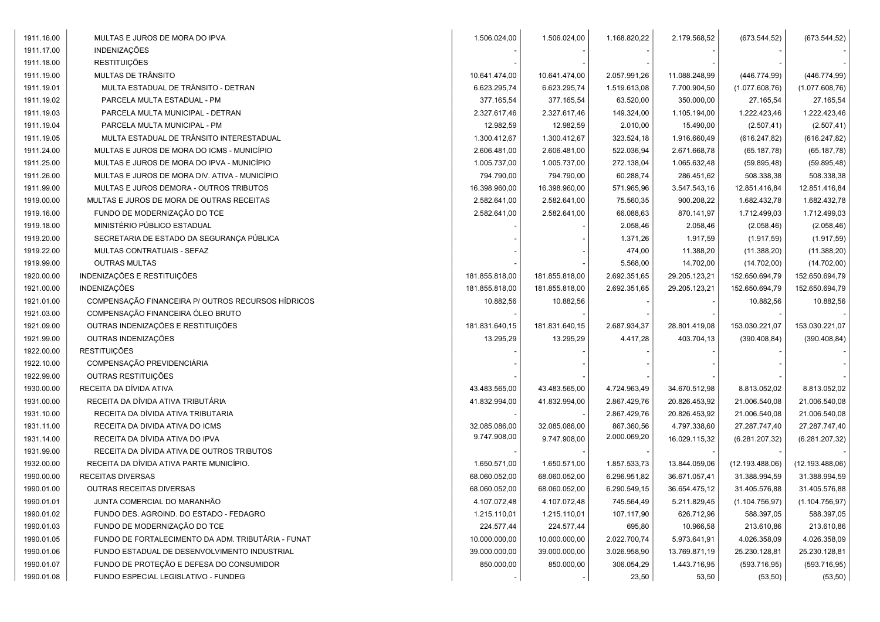| | | | | | | | |
|---|---|---|---|---|---|---|---|
| 1911.16.00 | MULTAS E JUROS DE MORA DO IPVA | 1.506.024,00 | 1.506.024,00 | 1.168.820,22 | 2.179.568,52 | (673.544,52) | (673.544,52) |
| 1911.17.00 | INDENIZAÇÕES | - | - | - | - | - | - |
| 1911.18.00 | RESTITUIÇÕES | - | - | - | - | - | - |
| 1911.19.00 | MULTAS DE TRÂNSITO | 10.641.474,00 | 10.641.474,00 | 2.057.991,26 | 11.088.248,99 | (446.774,99) | (446.774,99) |
| 1911.19.01 | MULTA ESTADUAL DE TRÂNSITO - DETRAN | 6.623.295,74 | 6.623.295,74 | 1.519.613,08 | 7.700.904,50 | (1.077.608,76) | (1.077.608,76) |
| 1911.19.02 | PARCELA MULTA ESTADUAL - PM | 377.165,54 | 377.165,54 | 63.520,00 | 350.000,00 | 27.165,54 | 27.165,54 |
| 1911.19.03 | PARCELA MULTA MUNICIPAL - DETRAN | 2.327.617,46 | 2.327.617,46 | 149.324,00 | 1.105.194,00 | 1.222.423,46 | 1.222.423,46 |
| 1911.19.04 | PARCELA MULTA MUNICIPAL - PM | 12.982,59 | 12.982,59 | 2.010,00 | 15.490,00 | (2.507,41) | (2.507,41) |
| 1911.19.05 | MULTA ESTADUAL DE TRÂNSITO INTERESTADUAL | 1.300.412,67 | 1.300.412,67 | 323.524,18 | 1.916.660,49 | (616.247,82) | (616.247,82) |
| 1911.24.00 | MULTAS E JUROS DE MORA DO ICMS - MUNICÍPIO | 2.606.481,00 | 2.606.481,00 | 522.036,94 | 2.671.668,78 | (65.187,78) | (65.187,78) |
| 1911.25.00 | MULTAS E JUROS DE MORA DO IPVA - MUNICÍPIO | 1.005.737,00 | 1.005.737,00 | 272.138,04 | 1.065.632,48 | (59.895,48) | (59.895,48) |
| 1911.26.00 | MULTAS E JUROS DE MORA DIV. ATIVA - MUNICÍPIO | 794.790,00 | 794.790,00 | 60.288,74 | 286.451,62 | 508.338,38 | 508.338,38 |
| 1911.99.00 | MULTAS E JUROS DEMORA - OUTROS TRIBUTOS | 16.398.960,00 | 16.398.960,00 | 571.965,96 | 3.547.543,16 | 12.851.416,84 | 12.851.416,84 |
| 1919.00.00 | MULTAS E JUROS DE MORA DE OUTRAS RECEITAS | 2.582.641,00 | 2.582.641,00 | 75.560,35 | 900.208,22 | 1.682.432,78 | 1.682.432,78 |
| 1919.16.00 | FUNDO DE MODERNIZAÇÃO DO TCE | 2.582.641,00 | 2.582.641,00 | 66.088,63 | 870.141,97 | 1.712.499,03 | 1.712.499,03 |
| 1919.18.00 | MINISTÉRIO PÚBLICO ESTADUAL | - | - | 2.058,46 | 2.058,46 | (2.058,46) | (2.058,46) |
| 1919.20.00 | SECRETARIA DE ESTADO DA SEGURANÇA PÚBLICA | - | - | 1.371,26 | 1.917,59 | (1.917,59) | (1.917,59) |
| 1919.22.00 | MULTAS CONTRATUAIS - SEFAZ | - | - | 474,00 | 11.388,20 | (11.388,20) | (11.388,20) |
| 1919.99.00 | OUTRAS MULTAS | - | - | 5.568,00 | 14.702,00 | (14.702,00) | (14.702,00) |
| 1920.00.00 | INDENIZAÇÕES E RESTITUIÇÕES | 181.855.818,00 | 181.855.818,00 | 2.692.351,65 | 29.205.123,21 | 152.650.694,79 | 152.650.694,79 |
| 1921.00.00 | INDENIZAÇÕES | 181.855.818,00 | 181.855.818,00 | 2.692.351,65 | 29.205.123,21 | 152.650.694,79 | 152.650.694,79 |
| 1921.01.00 | COMPENSAÇÃO FINANCEIRA P/ OUTROS RECURSOS HÍDRICOS | 10.882,56 | 10.882,56 | - | - | 10.882,56 | 10.882,56 |
| 1921.03.00 | COMPENSAÇÃO FINANCEIRA ÓLEO BRUTO | - | - | - | - | - | - |
| 1921.09.00 | OUTRAS INDENIZAÇÕES E RESTITUIÇÕES | 181.831.640,15 | 181.831.640,15 | 2.687.934,37 | 28.801.419,08 | 153.030.221,07 | 153.030.221,07 |
| 1921.99.00 | OUTRAS INDENIZAÇÕES | 13.295,29 | 13.295,29 | 4.417,28 | 403.704,13 | (390.408,84) | (390.408,84) |
| 1922.00.00 | RESTITUIÇÕES | - | - | - | - | - | - |
| 1922.10.00 | COMPENSAÇÃO PREVIDENCIÁRIA | - | - | - | - | - | - |
| 1922.99.00 | OUTRAS RESTITUIÇÕES | - | - | - | - | - | - |
| 1930.00.00 | RECEITA DA DÍVIDA ATIVA | 43.483.565,00 | 43.483.565,00 | 4.724.963,49 | 34.670.512,98 | 8.813.052,02 | 8.813.052,02 |
| 1931.00.00 | RECEITA DA DÍVIDA ATIVA TRIBUTÁRIA | 41.832.994,00 | 41.832.994,00 | 2.867.429,76 | 20.826.453,92 | 21.006.540,08 | 21.006.540,08 |
| 1931.10.00 | RECEITA DA DÍVIDA ATIVA TRIBUTARIA | - | - | 2.867.429,76 | 20.826.453,92 | 21.006.540,08 | 21.006.540,08 |
| 1931.11.00 | RECEITA DA DIVIDA ATIVA DO ICMS | 32.085.086,00 | 32.085.086,00 | 867.360,56 | 4.797.338,60 | 27.287.747,40 | 27.287.747,40 |
| 1931.14.00 | RECEITA DA DÍVIDA ATIVA DO IPVA | 9.747.908,00 | 9.747.908,00 | 2.000.069,20 | 16.029.115,32 | (6.281.207,32) | (6.281.207,32) |
| 1931.99.00 | RECEITA DA DÍVIDA ATIVA DE OUTROS TRIBUTOS | - | - | - | - | - | - |
| 1932.00.00 | RECEITA DA DÍVIDA ATIVA PARTE MUNICÍPIO. | 1.650.571,00 | 1.650.571,00 | 1.857.533,73 | 13.844.059,06 | (12.193.488,06) | (12.193.488,06) |
| 1990.00.00 | RECEITAS DIVERSAS | 68.060.052,00 | 68.060.052,00 | 6.296.951,82 | 36.671.057,41 | 31.388.994,59 | 31.388.994,59 |
| 1990.01.00 | OUTRAS RECEITAS DIVERSAS | 68.060.052,00 | 68.060.052,00 | 6.290.549,15 | 36.654.475,12 | 31.405.576,88 | 31.405.576,88 |
| 1990.01.01 | JUNTA COMERCIAL DO MARANHÃO | 4.107.072,48 | 4.107.072,48 | 745.564,49 | 5.211.829,45 | (1.104.756,97) | (1.104.756,97) |
| 1990.01.02 | FUNDO DES. AGROIND. DO ESTADO - FEDAGRO | 1.215.110,01 | 1.215.110,01 | 107.117,90 | 626.712,96 | 588.397,05 | 588.397,05 |
| 1990.01.03 | FUNDO DE MODERNIZAÇÃO DO TCE | 224.577,44 | 224.577,44 | 695,80 | 10.966,58 | 213.610,86 | 213.610,86 |
| 1990.01.05 | FUNDO DE FORTALECIMENTO DA ADM. TRIBUTÁRIA - FUNAT | 10.000.000,00 | 10.000.000,00 | 2.022.700,74 | 5.973.641,91 | 4.026.358,09 | 4.026.358,09 |
| 1990.01.06 | FUNDO ESTADUAL DE DESENVOLVIMENTO INDUSTRIAL | 39.000.000,00 | 39.000.000,00 | 3.026.958,90 | 13.769.871,19 | 25.230.128,81 | 25.230.128,81 |
| 1990.01.07 | FUNDO DE PROTEÇÃO E DEFESA DO CONSUMIDOR | 850.000,00 | 850.000,00 | 306.054,29 | 1.443.716,95 | (593.716,95) | (593.716,95) |
| 1990.01.08 | FUNDO ESPECIAL LEGISLATIVO - FUNDEG | - | - | 23,50 | 53,50 | (53,50) | (53,50) |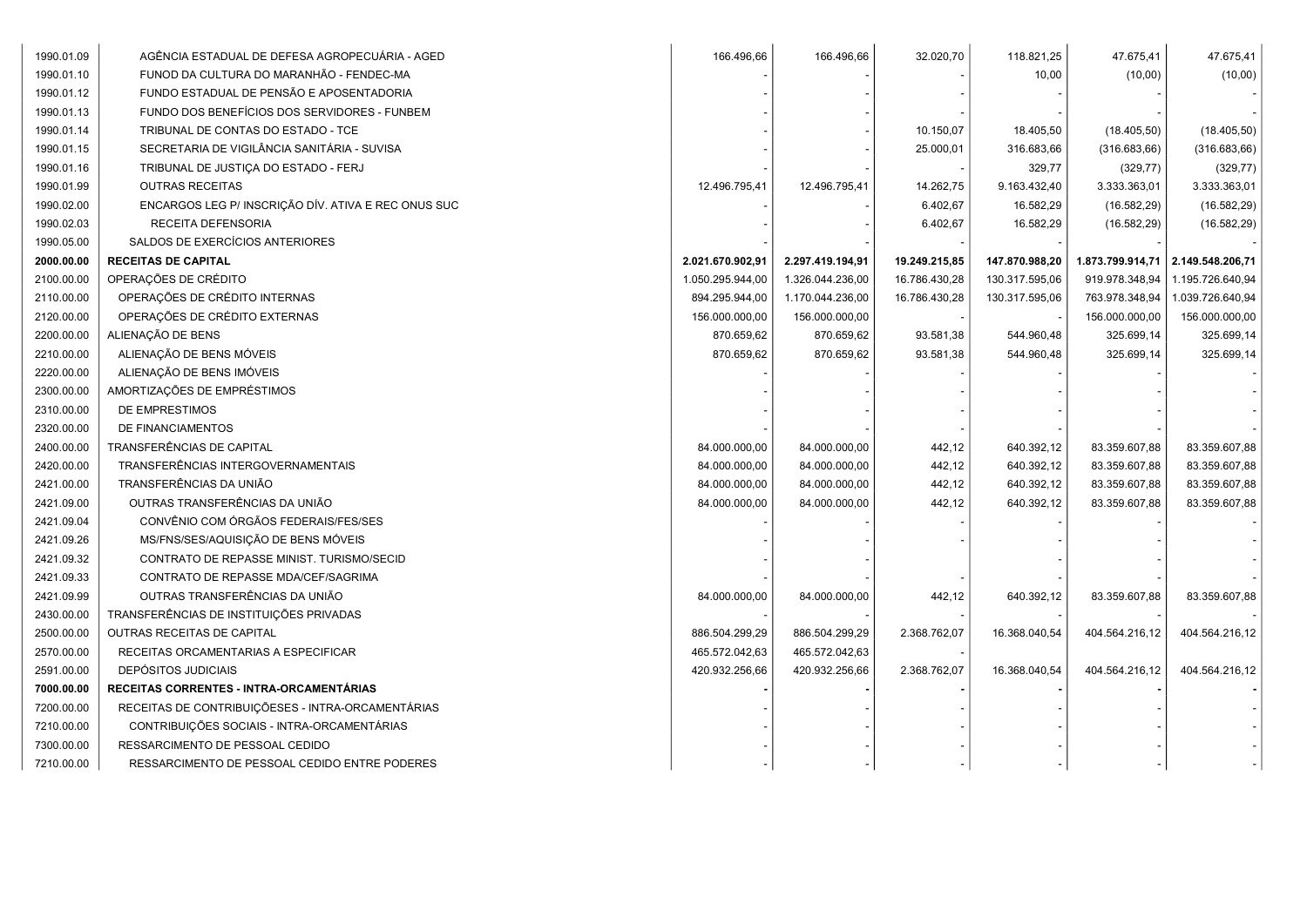| | | | | | | | |
|---|---|---|---|---|---|---|---|
| 1990.01.09 | AGÊNCIA ESTADUAL DE DEFESA AGROPECUÁRIA - AGED | 166.496,66 | 166.496,66 | 32.020,70 | 118.821,25 | 47.675,41 | 47.675,41 |
| 1990.01.10 | FUNOD DA CULTURA DO MARANHÃO - FENDEC-MA | - | - | - | 10,00 | (10,00) | (10,00) |
| 1990.01.12 | FUNDO ESTADUAL DE PENSÃO E APOSENTADORIA | - | - | - | - | - | - |
| 1990.01.13 | FUNDO DOS BENEFÍCIOS DOS SERVIDORES - FUNBEM | - | - | - | - | - | - |
| 1990.01.14 | TRIBUNAL DE CONTAS DO ESTADO - TCE | - | - | 10.150,07 | 18.405,50 | (18.405,50) | (18.405,50) |
| 1990.01.15 | SECRETARIA DE VIGILÂNCIA SANITÁRIA - SUVISA | - | - | 25.000,01 | 316.683,66 | (316.683,66) | (316.683,66) |
| 1990.01.16 | TRIBUNAL DE JUSTIÇA DO ESTADO - FERJ | - | - | - | 329,77 | (329,77) | (329,77) |
| 1990.01.99 | OUTRAS RECEITAS | 12.496.795,41 | 12.496.795,41 | 14.262,75 | 9.163.432,40 | 3.333.363,01 | 3.333.363,01 |
| 1990.02.00 | ENCARGOS LEG P/ INSCRIÇÃO DÍV. ATIVA E REC ONUS SUC | - | - | 6.402,67 | 16.582,29 | (16.582,29) | (16.582,29) |
| 1990.02.03 | RECEITA DEFENSORIA | - | - | 6.402,67 | 16.582,29 | (16.582,29) | (16.582,29) |
| 1990.05.00 | SALDOS DE EXERCÍCIOS ANTERIORES | - | - | - | - | - | - |
| **2000.00.00** | **RECEITAS DE CAPITAL** | **2.021.670.902,91** | **2.297.419.194,91** | **19.249.215,85** | **147.870.988,20** | **1.873.799.914,71** | **2.149.548.206,71** |
| 2100.00.00 | OPERAÇÕES DE CRÉDITO | 1.050.295.944,00 | 1.326.044.236,00 | 16.786.430,28 | 130.317.595,06 | 919.978.348,94 | 1.195.726.640,94 |
| 2110.00.00 | OPERAÇÕES DE CRÉDITO INTERNAS | 894.295.944,00 | 1.170.044.236,00 | 16.786.430,28 | 130.317.595,06 | 763.978.348,94 | 1.039.726.640,94 |
| 2120.00.00 | OPERAÇÕES DE CRÉDITO EXTERNAS | 156.000.000,00 | 156.000.000,00 | - | - | 156.000.000,00 | 156.000.000,00 |
| 2200.00.00 | ALIENAÇÃO DE BENS | 870.659,62 | 870.659,62 | 93.581,38 | 544.960,48 | 325.699,14 | 325.699,14 |
| 2210.00.00 | ALIENAÇÃO DE BENS MÓVEIS | 870.659,62 | 870.659,62 | 93.581,38 | 544.960,48 | 325.699,14 | 325.699,14 |
| 2220.00.00 | ALIENAÇÃO DE BENS IMÓVEIS | - | - | - | - | - | - |
| 2300.00.00 | AMORTIZAÇÕES DE EMPRÉSTIMOS | - | - | - | - | - | - |
| 2310.00.00 | DE EMPRESTIMOS | - | - | - | - | - | - |
| 2320.00.00 | DE FINANCIAMENTOS | - | - | - | - | - | - |
| 2400.00.00 | TRANSFERÊNCIAS DE CAPITAL | 84.000.000,00 | 84.000.000,00 | 442,12 | 640.392,12 | 83.359.607,88 | 83.359.607,88 |
| 2420.00.00 | TRANSFERÊNCIAS INTERGOVERNAMENTAIS | 84.000.000,00 | 84.000.000,00 | 442,12 | 640.392,12 | 83.359.607,88 | 83.359.607,88 |
| 2421.00.00 | TRANSFERÊNCIAS DA UNIÃO | 84.000.000,00 | 84.000.000,00 | 442,12 | 640.392,12 | 83.359.607,88 | 83.359.607,88 |
| 2421.09.00 | OUTRAS TRANSFERÊNCIAS DA UNIÃO | 84.000.000,00 | 84.000.000,00 | 442,12 | 640.392,12 | 83.359.607,88 | 83.359.607,88 |
| 2421.09.04 | CONVÊNIO COM ÓRGÃOS FEDERAIS/FES/SES | - | - | - | - | - | - |
| 2421.09.26 | MS/FNS/SES/AQUISIÇÃO DE BENS MÓVEIS | - | - | - | - | - | - |
| 2421.09.32 | CONTRATO DE REPASSE MINIST. TURISMO/SECID | - | - | - | - | - | - |
| 2421.09.33 | CONTRATO DE REPASSE MDA/CEF/SAGRIMA | - | - | - | - | - | - |
| 2421.09.99 | OUTRAS TRANSFERÊNCIAS DA UNIÃO | 84.000.000,00 | 84.000.000,00 | 442,12 | 640.392,12 | 83.359.607,88 | 83.359.607,88 |
| 2430.00.00 | TRANSFERÊNCIAS DE INSTITUIÇÕES PRIVADAS | - | - | - | - | - | - |
| 2500.00.00 | OUTRAS RECEITAS DE CAPITAL | 886.504.299,29 | 886.504.299,29 | 2.368.762,07 | 16.368.040,54 | 404.564.216,12 | 404.564.216,12 |
| 2570.00.00 | RECEITAS ORCAMENTARIAS A ESPECIFICAR | 465.572.042,63 | 465.572.042,63 | - | | | |
| 2591.00.00 | DEPÓSITOS JUDICIAIS | 420.932.256,66 | 420.932.256,66 | 2.368.762,07 | 16.368.040,54 | 404.564.216,12 | 404.564.216,12 |
| **7000.00.00** | **RECEITAS CORRENTES - INTRA-ORCAMENTÁRIAS** | **-** | **-** | **-** | **-** | **-** | **-** |
| 7200.00.00 | RECEITAS DE CONTRIBUIÇÕESES - INTRA-ORCAMENTÁRIAS | - | - | - | - | - | - |
| 7210.00.00 | CONTRIBUIÇÕES SOCIAIS - INTRA-ORCAMENTÁRIAS | - | - | - | - | - | - |
| 7300.00.00 | RESSARCIMENTO DE PESSOAL CEDIDO | - | - | - | - | - | - |
| 7210.00.00 | RESSARCIMENTO DE PESSOAL CEDIDO ENTRE PODERES | - | - | - | - | - | - |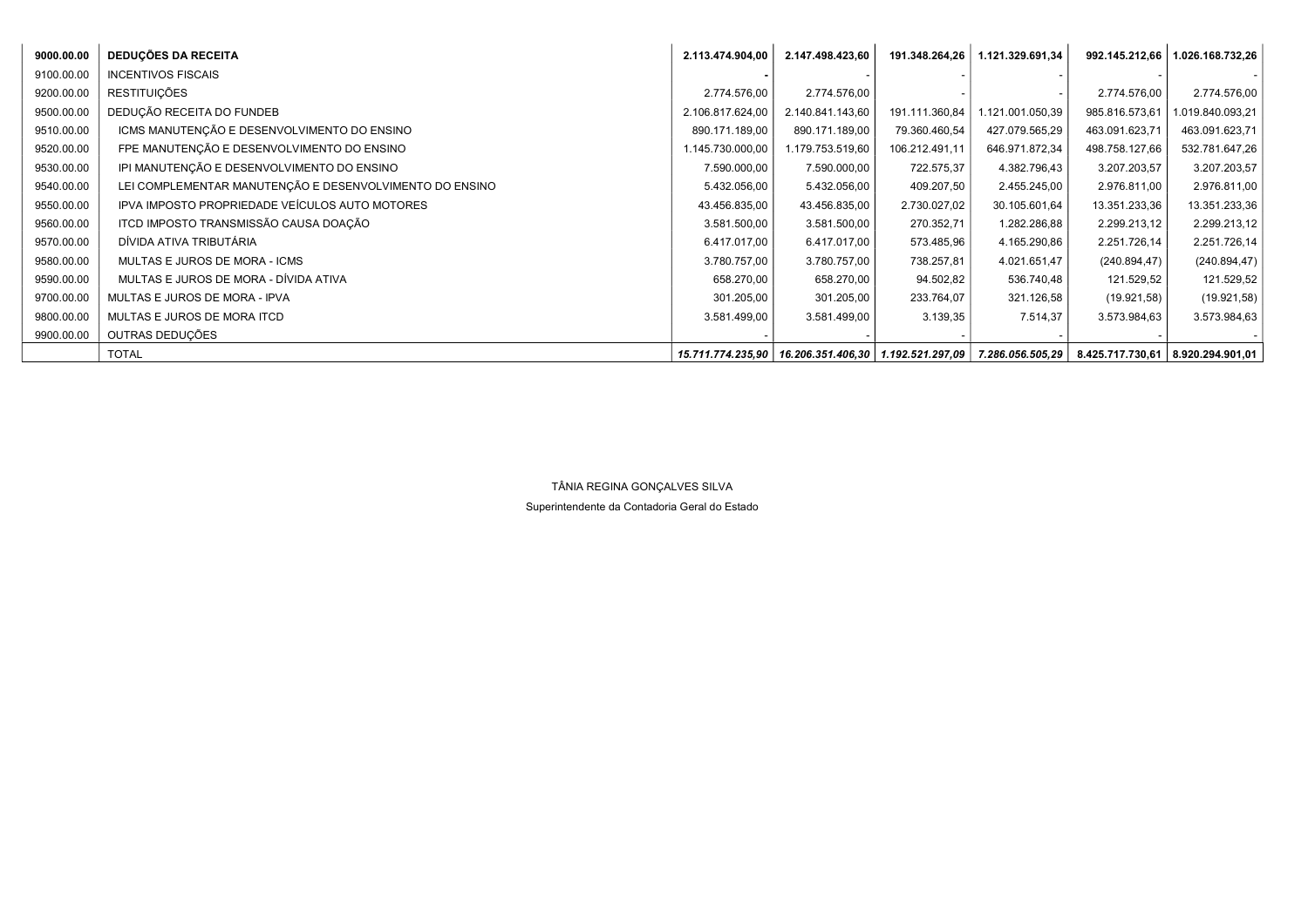| | | | | | | | |
|---|---|---|---|---|---|---|---|
| **9000.00.00** | **DEDUÇÕES DA RECEITA** | **2.113.474.904,00** | **2.147.498.423,60** | **191.348.264,26** | **1.121.329.691,34** | **992.145.212,66** | **1.026.168.732,26** |
| 9100.00.00 | INCENTIVOS FISCAIS | **-** | - | - | - | - | - |
| 9200.00.00 | RESTITUIÇÕES | 2.774.576,00 | 2.774.576,00 | - | - | 2.774.576,00 | 2.774.576,00 |
| 9500.00.00 | DEDUÇÃO RECEITA DO FUNDEB | 2.106.817.624,00 | 2.140.841.143,60 | 191.111.360,84 | 1.121.001.050,39 | 985.816.573,61 | 1.019.840.093,21 |
| 9510.00.00 | ICMS MANUTENÇÃO E DESENVOLVIMENTO DO ENSINO | 890.171.189,00 | 890.171.189,00 | 79.360.460,54 | 427.079.565,29 | 463.091.623,71 | 463.091.623,71 |
| 9520.00.00 | FPE MANUTENÇÃO E DESENVOLVIMENTO DO ENSINO | 1.145.730.000,00 | 1.179.753.519,60 | 106.212.491,11 | 646.971.872,34 | 498.758.127,66 | 532.781.647,26 |
| 9530.00.00 | IPI MANUTENÇÃO E DESENVOLVIMENTO DO ENSINO | 7.590.000,00 | 7.590.000,00 | 722.575,37 | 4.382.796,43 | 3.207.203,57 | 3.207.203,57 |
| 9540.00.00 | LEI COMPLEMENTAR MANUTENÇÃO E DESENVOLVIMENTO DO ENSINO | 5.432.056,00 | 5.432.056,00 | 409.207,50 | 2.455.245,00 | 2.976.811,00 | 2.976.811,00 |
| 9550.00.00 | IPVA IMPOSTO PROPRIEDADE VEÍCULOS AUTO MOTORES | 43.456.835,00 | 43.456.835,00 | 2.730.027,02 | 30.105.601,64 | 13.351.233,36 | 13.351.233,36 |
| 9560.00.00 | ITCD IMPOSTO TRANSMISSÃO CAUSA DOAÇÃO | 3.581.500,00 | 3.581.500,00 | 270.352,71 | 1.282.286,88 | 2.299.213,12 | 2.299.213,12 |
| 9570.00.00 | DÍVIDA ATIVA TRIBUTÁRIA | 6.417.017,00 | 6.417.017,00 | 573.485,96 | 4.165.290,86 | 2.251.726,14 | 2.251.726,14 |
| 9580.00.00 | MULTAS E JUROS DE MORA - ICMS | 3.780.757,00 | 3.780.757,00 | 738.257,81 | 4.021.651,47 | (240.894,47) | (240.894,47) |
| 9590.00.00 | MULTAS E JUROS DE MORA - DÍVIDA ATIVA | 658.270,00 | 658.270,00 | 94.502,82 | 536.740,48 | 121.529,52 | 121.529,52 |
| 9700.00.00 | MULTAS E JUROS DE MORA - IPVA | 301.205,00 | 301.205,00 | 233.764,07 | 321.126,58 | (19.921,58) | (19.921,58) |
| 9800.00.00 | MULTAS E JUROS DE MORA ITCD | 3.581.499,00 | 3.581.499,00 | 3.139,35 | 7.514,37 | 3.573.984,63 | 3.573.984,63 |
| 9900.00.00 | OUTRAS DEDUÇÕES | - | - | - | - | - | - |
| | TOTAL | *15.711.774.235,90* | *16.206.351.406,30* | *1.192.521.297,09* | *7.286.056.505,29* | 8.425.717.730,61 | 8.920.294.901,01 |

TÂNIA REGINA GONÇALVES SILVA

Superintendente da Contadoria Geral do Estado